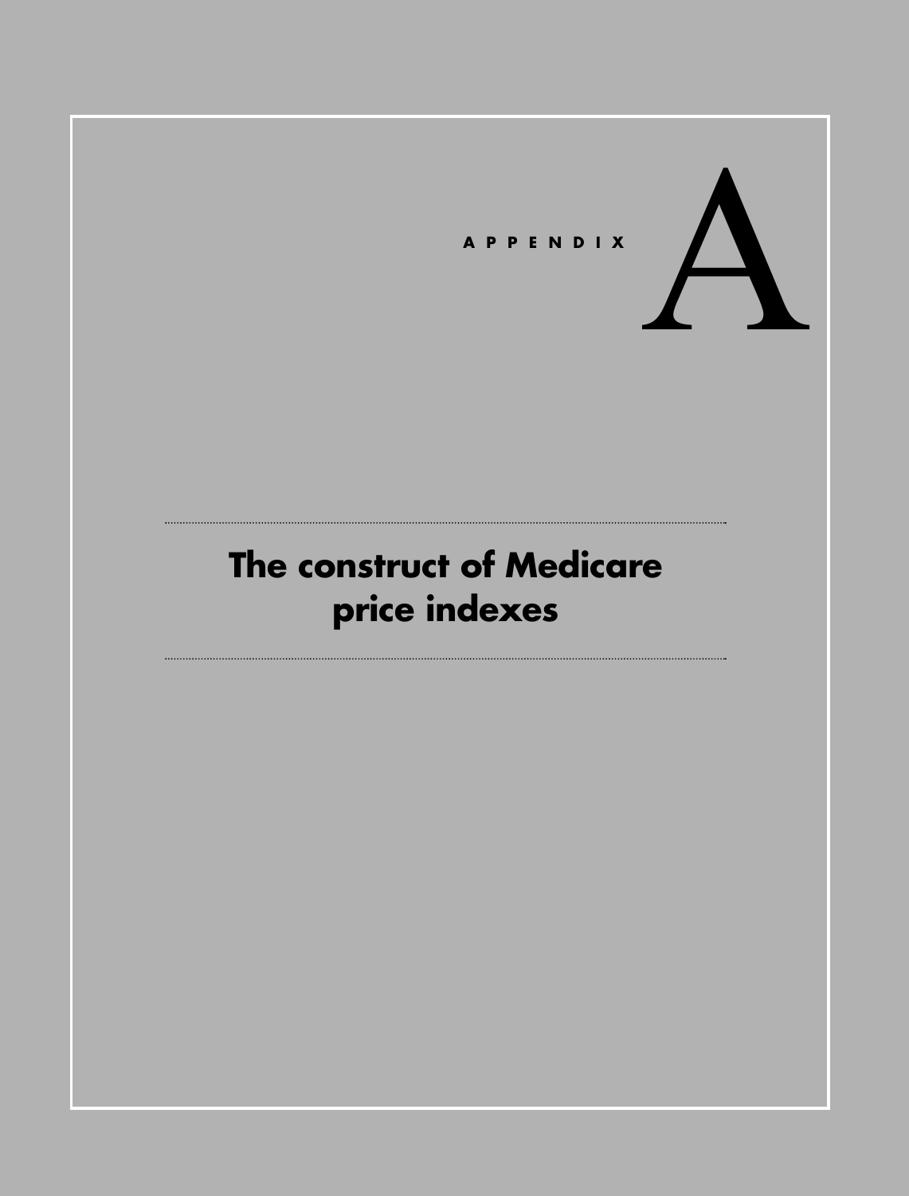APPENDIX A

# The construct of Medicare price indexes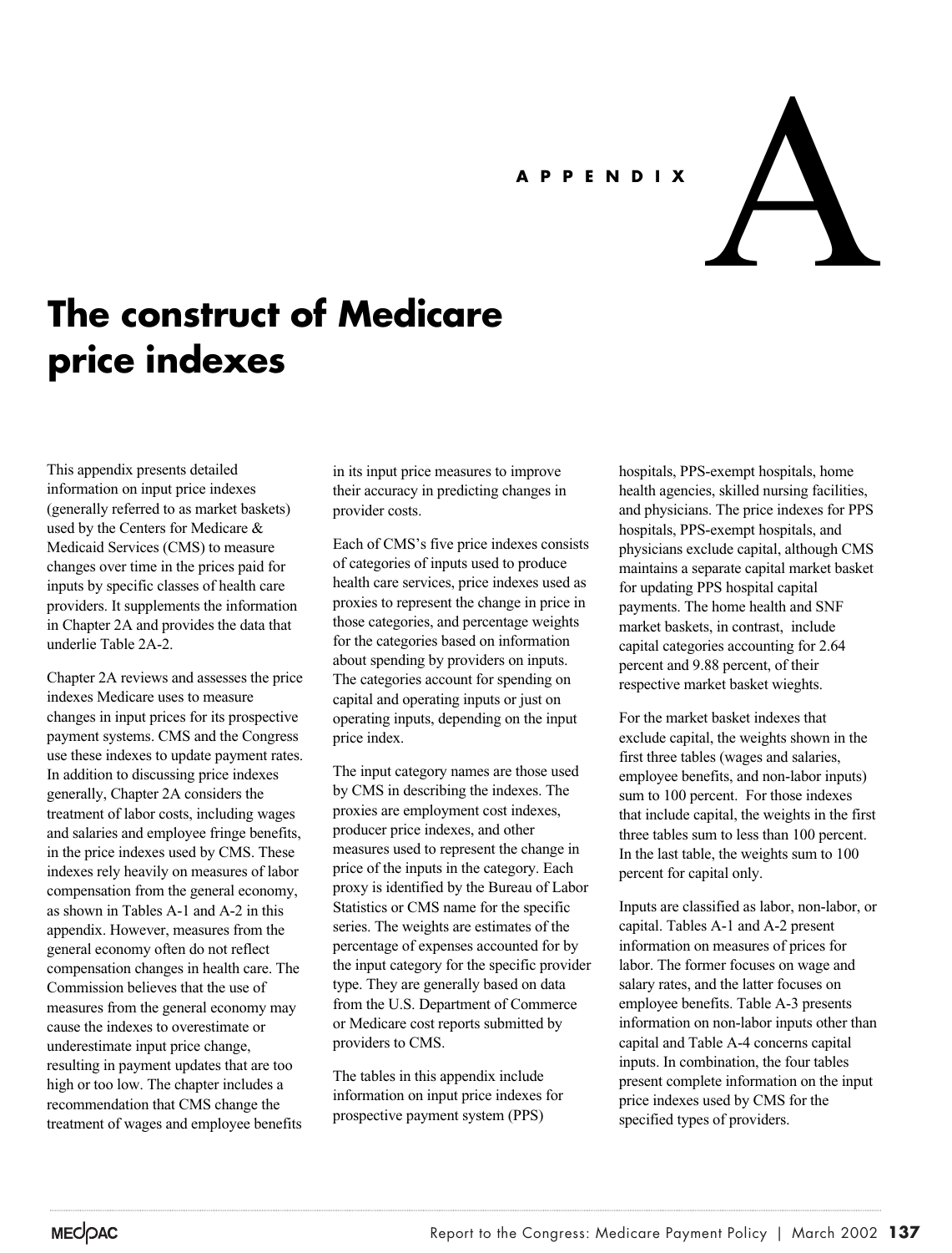APPENDIX A

# The construct of Medicare price indexes

This appendix presents detailed information on input price indexes (generally referred to as market baskets) used by the Centers for Medicare & Medicaid Services (CMS) to measure changes over time in the prices paid for inputs by specific classes of health care providers. It supplements the information in Chapter 2A and provides the data that underlie Table 2A-2.

Chapter 2A reviews and assesses the price indexes Medicare uses to measure changes in input prices for its prospective payment systems. CMS and the Congress use these indexes to update payment rates. In addition to discussing price indexes generally, Chapter 2A considers the treatment of labor costs, including wages and salaries and employee fringe benefits, in the price indexes used by CMS. These indexes rely heavily on measures of labor compensation from the general economy, as shown in Tables A-1 and A-2 in this appendix. However, measures from the general economy often do not reflect compensation changes in health care. The Commission believes that the use of measures from the general economy may cause the indexes to overestimate or underestimate input price change, resulting in payment updates that are too high or too low. The chapter includes a recommendation that CMS change the treatment of wages and employee benefits in its input price measures to improve their accuracy in predicting changes in provider costs.

Each of CMS's five price indexes consists of categories of inputs used to produce health care services, price indexes used as proxies to represent the change in price in those categories, and percentage weights for the categories based on information about spending by providers on inputs. The categories account for spending on capital and operating inputs or just on operating inputs, depending on the input price index.

The input category names are those used by CMS in describing the indexes. The proxies are employment cost indexes, producer price indexes, and other measures used to represent the change in price of the inputs in the category. Each proxy is identified by the Bureau of Labor Statistics or CMS name for the specific series. The weights are estimates of the percentage of expenses accounted for by the input category for the specific provider type. They are generally based on data from the U.S. Department of Commerce or Medicare cost reports submitted by providers to CMS.

The tables in this appendix include information on input price indexes for prospective payment system (PPS) hospitals, PPS-exempt hospitals, home health agencies, skilled nursing facilities, and physicians. The price indexes for PPS hospitals, PPS-exempt hospitals, and physicians exclude capital, although CMS maintains a separate capital market basket for updating PPS hospital capital payments. The home health and SNF market baskets, in contrast, include capital categories accounting for 2.64 percent and 9.88 percent, of their respective market basket wieghts.

For the market basket indexes that exclude capital, the weights shown in the first three tables (wages and salaries, employee benefits, and non-labor inputs) sum to 100 percent. For those indexes that include capital, the weights in the first three tables sum to less than 100 percent. In the last table, the weights sum to 100 percent for capital only.

Inputs are classified as labor, non-labor, or capital. Tables A-1 and A-2 present information on measures of prices for labor. The former focuses on wage and salary rates, and the latter focuses on employee benefits. Table A-3 presents information on non-labor inputs other than capital and Table A-4 concerns capital inputs. In combination, the four tables present complete information on the input price indexes used by CMS for the specified types of providers.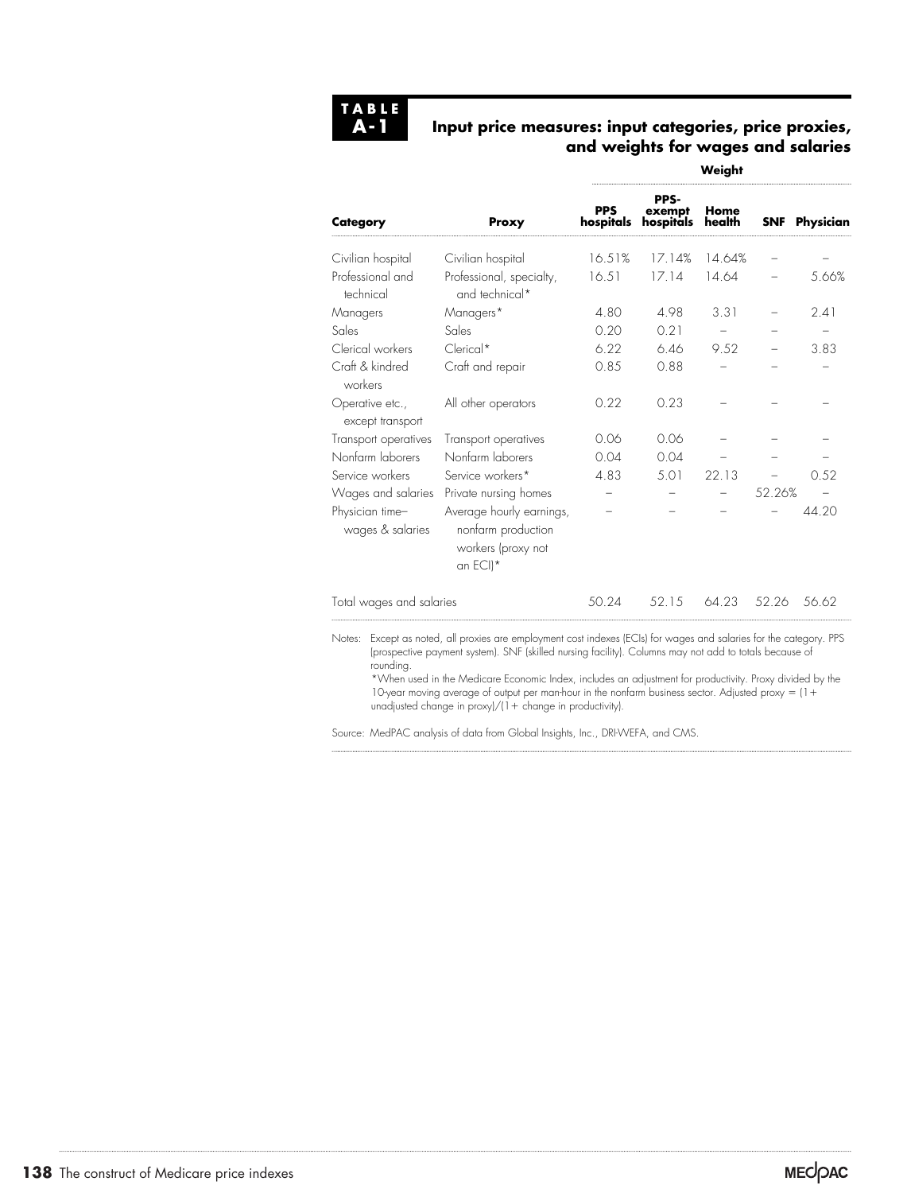**TABLE A-1**

### Input price measures: input categories, price proxies, and weights for wages and salaries

| Category | Proxy | Weight | | | | |
|---|---|---|---|---|---|---|
| | | PPS hospitals | PPS-exempt hospitals | Home health | SNF | Physician |
| Civilian hospital | Civilian hospital | 16.51% | 17.14% | 14.64% | – | – |
| Professional and technical | Professional, specialty, and technical* | 16.51 | 17.14 | 14.64 | – | 5.66% |
| Managers | Managers* | 4.80 | 4.98 | 3.31 | – | 2.41 |
| Sales | Sales | 0.20 | 0.21 | – | – | – |
| Clerical workers | Clerical* | 6.22 | 6.46 | 9.52 | – | 3.83 |
| Craft & kindred workers | Craft and repair | 0.85 | 0.88 | – | – | – |
| Operative etc., except transport | All other operators | 0.22 | 0.23 | – | – | – |
| Transport operatives | Transport operatives | 0.06 | 0.06 | – | – | – |
| Nonfarm laborers | Nonfarm laborers | 0.04 | 0.04 | – | – | – |
| Service workers | Service workers* | 4.83 | 5.01 | 22.13 | – | 0.52 |
| Wages and salaries | Private nursing homes | – | – | – | 52.26% | – |
| Physician time–wages & salaries | Average hourly earnings, nonfarm production workers (proxy not an ECI)* | – | – | – | – | 44.20 |
| Total wages and salaries | | 50.24 | 52.15 | 64.23 | 52.26 | 56.62 |

Notes: Except as noted, all proxies are employment cost indexes (ECIs) for wages and salaries for the category. PPS (prospective payment system). SNF (skilled nursing facility). Columns may not add to totals because of rounding.
*When used in the Medicare Economic Index, includes an adjustment for productivity. Proxy divided by the 10-year moving average of output per man-hour in the nonfarm business sector. Adjusted proxy = (1+ unadjusted change in proxy)/(1+ change in productivity).

Source: MedPAC analysis of data from Global Insights, Inc., DRI-WEFA, and CMS.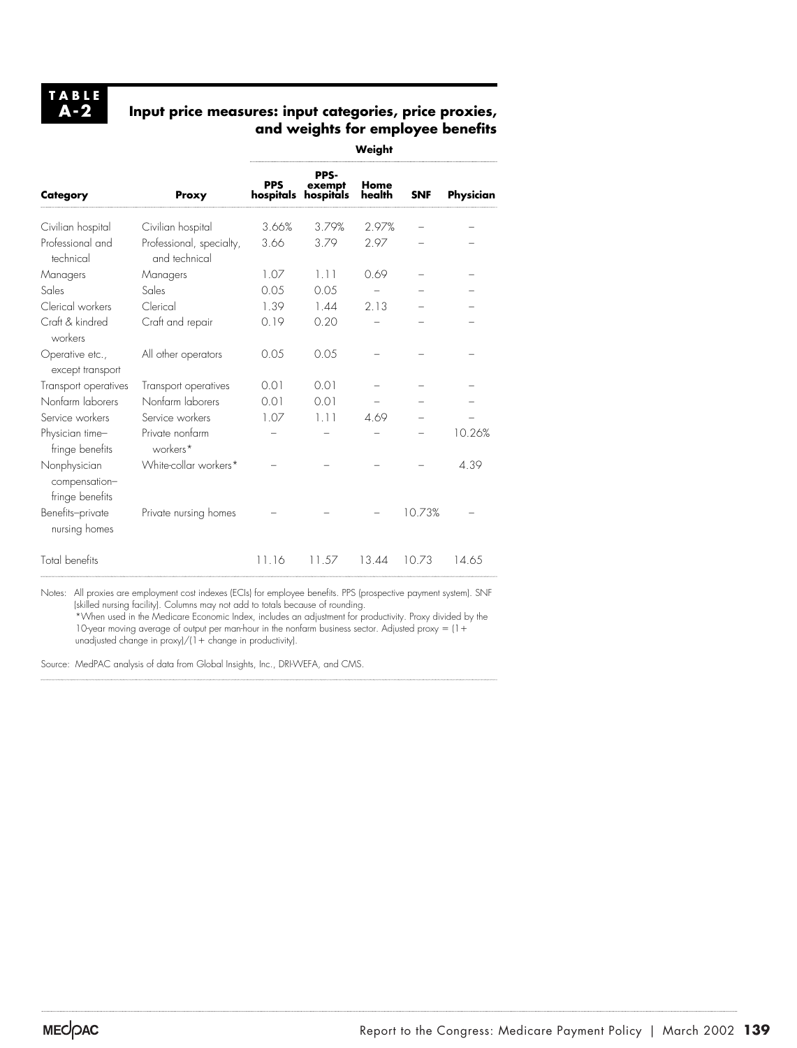**TABLE A-2**

## Input price measures: input categories, price proxies, and weights for employee benefits

| Category | Proxy | Weight | | | | |
|---|---|---|---|---|---|---|
| | | PPS hospitals | PPS-exempt hospitals | Home health | SNF | Physician |
| Civilian hospital | Civilian hospital | 3.66% | 3.79% | 2.97% | – | – |
| Professional and technical | Professional, specialty, and technical | 3.66 | 3.79 | 2.97 | – | – |
| Managers | Managers | 1.07 | 1.11 | 0.69 | – | – |
| Sales | Sales | 0.05 | 0.05 | – | – | – |
| Clerical workers | Clerical | 1.39 | 1.44 | 2.13 | – | – |
| Craft & kindred workers | Craft and repair | 0.19 | 0.20 | – | – | – |
| Operative etc., except transport | All other operators | 0.05 | 0.05 | – | – | – |
| Transport operatives | Transport operatives | 0.01 | 0.01 | – | – | – |
| Nonfarm laborers | Nonfarm laborers | 0.01 | 0.01 | – | – | – |
| Service workers | Service workers | 1.07 | 1.11 | 4.69 | – | – |
| Physician time–fringe benefits | Private nonfarm workers* | – | – | – | – | 10.26% |
| Nonphysician compensation–fringe benefits | White-collar workers* | – | – | – | – | 4.39 |
| Benefits–private nursing homes | Private nursing homes | – | – | – | 10.73% | – |
| Total benefits | | 11.16 | 11.57 | 13.44 | 10.73 | 14.65 |

Notes: All proxies are employment cost indexes (ECIs) for employee benefits. PPS (prospective payment system). SNF (skilled nursing facility). Columns may not add to totals because of rounding.
*When used in the Medicare Economic Index, includes an adjustment for productivity. Proxy divided by the 10-year moving average of output per man-hour in the nonfarm business sector. Adjusted proxy = (1+ unadjusted change in proxy)/(1+ change in productivity).

Source: MedPAC analysis of data from Global Insights, Inc., DRI-WEFA, and CMS.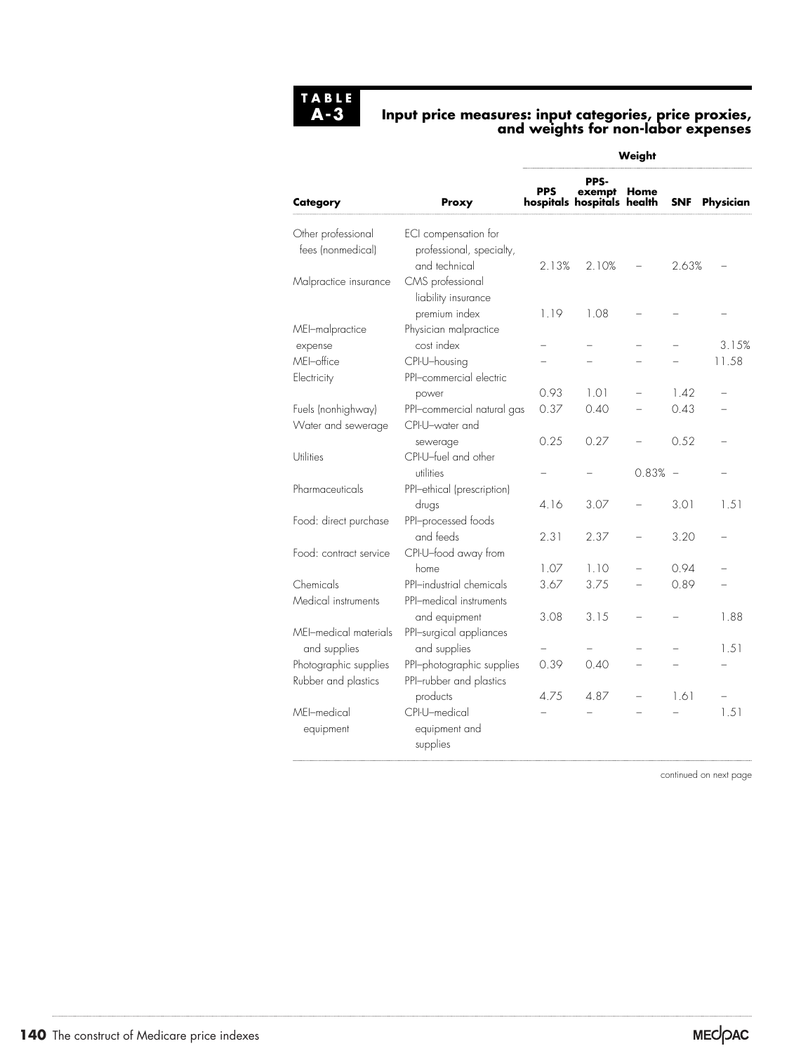**TABLE A-3**

**Input price measures: input categories, price proxies, and weights for non-labor expenses**

| Category | Proxy | Weight | | | | |
|---|---|---|---|---|---|---|
| | | PPS hospitals | PPS-exempt hospitals | Home health | SNF | Physician |
| Other professional fees (nonmedical) | ECI compensation for professional, specialty, and technical | 2.13% | 2.10% | – | 2.63% | – |
| Malpractice insurance | CMS professional liability insurance premium index | 1.19 | 1.08 | – | – | – |
| MEI–malpractice expense | Physician malpractice cost index | – | – | – | – | 3.15% |
| MEI–office | CPI-U–housing | – | – | – | – | 11.58 |
| Electricity | PPI–commercial electric power | 0.93 | 1.01 | – | 1.42 | – |
| Fuels (nonhighway) | PPI–commercial natural gas | 0.37 | 0.40 | – | 0.43 | – |
| Water and sewerage | CPI-U–water and sewerage | 0.25 | 0.27 | – | 0.52 | – |
| Utilities | CPI-U–fuel and other utilities | – | – | 0.83% | – | – |
| Pharmaceuticals | PPI–ethical (prescription) drugs | 4.16 | 3.07 | – | 3.01 | 1.51 |
| Food: direct purchase | PPI–processed foods and feeds | 2.31 | 2.37 | – | 3.20 | – |
| Food: contract service | CPI-U–food away from home | 1.07 | 1.10 | – | 0.94 | – |
| Chemicals | PPI–industrial chemicals | 3.67 | 3.75 | – | 0.89 | – |
| Medical instruments | PPI–medical instruments and equipment | 3.08 | 3.15 | – | – | 1.88 |
| MEI–medical materials and supplies | PPI–surgical appliances and supplies | – | – | – | – | 1.51 |
| Photographic supplies | PPI–photographic supplies | 0.39 | 0.40 | – | – | – |
| Rubber and plastics | PPI–rubber and plastics products | 4.75 | 4.87 | – | 1.61 | – |
| MEI–medical equipment | CPI-U–medical equipment and supplies | – | – | – | – | 1.51 |

continued on next page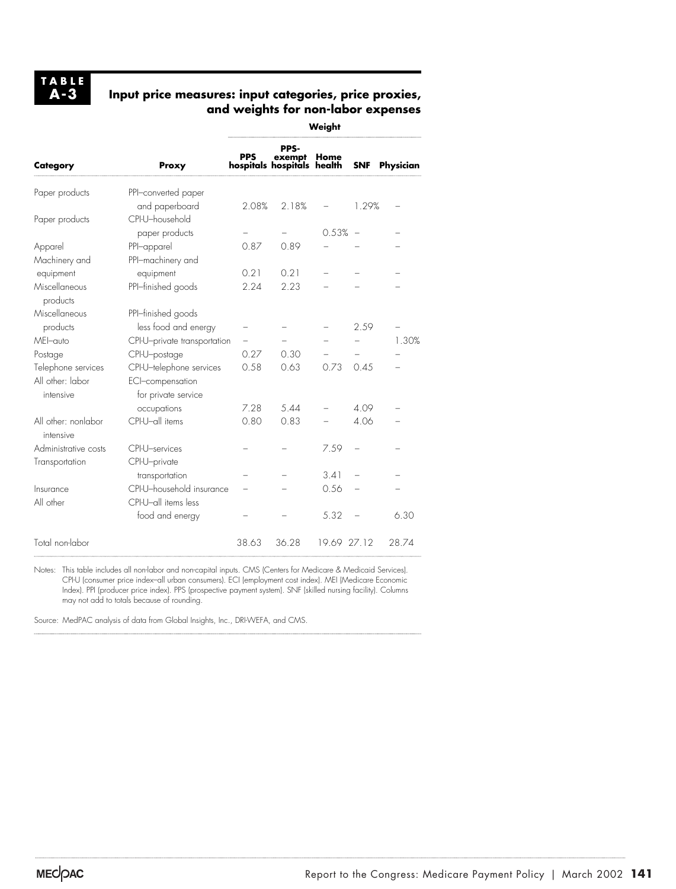**TABLE A-3**

## Input price measures: input categories, price proxies, and weights for non-labor expenses

| | | Weight | | | | |
|---|---|---|---|---|---|---|
| Category | Proxy | PPS hospitals | PPS-exempt hospitals | Home health | SNF | Physician |
| Paper products | PPI–converted paper and paperboard | 2.08% | 2.18% | – | 1.29% | – |
| Paper products | CPI-U–household paper products | – | – | 0.53% | – | – |
| Apparel | PPI–apparel | 0.87 | 0.89 | – | – | – |
| Machinery and equipment | PPI–machinery and equipment | 0.21 | 0.21 | – | – | – |
| Miscellaneous products | PPI–finished goods | 2.24 | 2.23 | – | – | – |
| Miscellaneous products | PPI–finished goods less food and energy | – | – | – | 2.59 | – |
| MEI–auto | CPI-U–private transportation | – | – | – | – | 1.30% |
| Postage | CPI-U–postage | 0.27 | 0.30 | – | – | – |
| Telephone services | CPI-U–telephone services | 0.58 | 0.63 | 0.73 | 0.45 | – |
| All other: labor intensive | ECI–compensation for private service occupations | 7.28 | 5.44 | – | 4.09 | – |
| All other: nonlabor intensive | CPI-U–all items | 0.80 | 0.83 | – | 4.06 | – |
| Administrative costs | CPI-U–services | – | – | 7.59 | – | – |
| Transportation | CPI-U–private transportation | – | – | 3.41 | – | – |
| Insurance | CPI-U–household insurance | – | – | 0.56 | – | – |
| All other | CPI-U–all items less food and energy | – | – | 5.32 | – | 6.30 |
| Total non-labor | | 38.63 | 36.28 | 19.69 | 27.12 | 28.74 |

Notes: This table includes all non-labor and non-capital inputs. CMS (Centers for Medicare & Medicaid Services). CPI-U (consumer price index–all urban consumers). ECI (employment cost index). MEI (Medicare Economic Index). PPI (producer price index). PPS (prospective payment system). SNF (skilled nursing facility). Columns may not add to totals because of rounding.

Source: MedPAC analysis of data from Global Insights, Inc., DRI-WEFA, and CMS.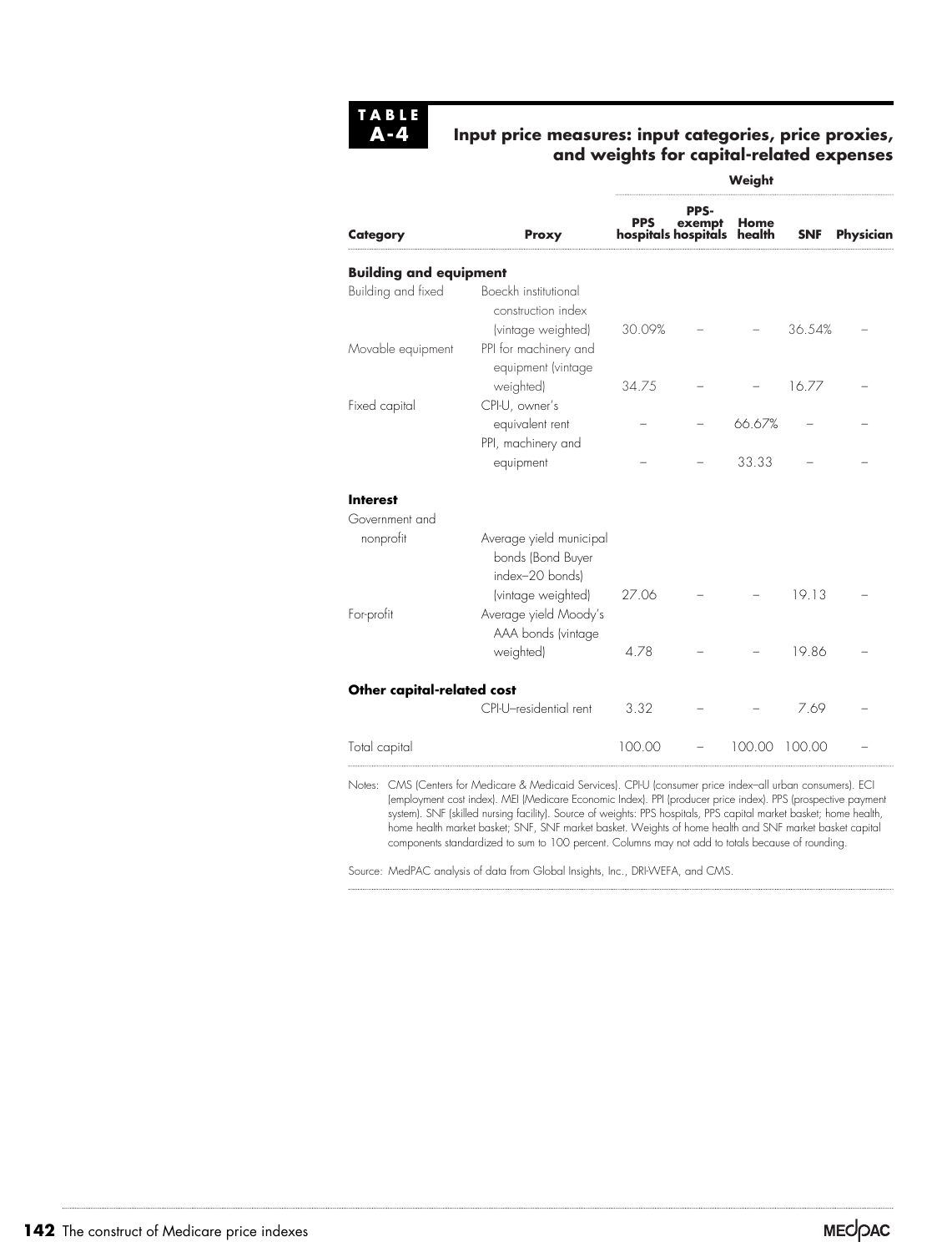**TABLE A-4**

**Input price measures: input categories, price proxies, and weights for capital-related expenses**

| Category | Proxy | Weight | | | | |
|---|---|---|---|---|---|---|
| | | PPS hospitals | PPS-exempt hospitals | Home health | SNF | Physician |
| **Building and equipment** | | | | | | |
| Building and fixed | Boeckh institutional construction index (vintage weighted) | 30.09% | – | – | 36.54% | – |
| Movable equipment | PPI for machinery and equipment (vintage weighted) | 34.75 | – | – | 16.77 | – |
| Fixed capital | CPI-U, owner's equivalent rent | – | – | 66.67% | – | – |
| | PPI, machinery and equipment | – | – | 33.33 | – | – |
| **Interest** | | | | | | |
| Government and nonprofit | Average yield municipal bonds (Bond Buyer index–20 bonds) (vintage weighted) | 27.06 | – | – | 19.13 | – |
| For-profit | Average yield Moody's AAA bonds (vintage weighted) | 4.78 | – | – | 19.86 | – |
| **Other capital-related cost** | | | | | | |
| | CPI-U–residential rent | 3.32 | – | – | 7.69 | – |
| Total capital | | 100.00 | – | 100.00 | 100.00 | – |

Notes: CMS (Centers for Medicare & Medicaid Services). CPI-U (consumer price index–all urban consumers). ECI (employment cost index). MEI (Medicare Economic Index). PPI (producer price index). PPS (prospective payment system). SNF (skilled nursing facility). Source of weights: PPS hospitals, PPS capital market basket; home health, home health market basket; SNF, SNF market basket. Weights of home health and SNF market basket capital components standardized to sum to 100 percent. Columns may not add to totals because of rounding.

Source: MedPAC analysis of data from Global Insights, Inc., DRI-WEFA, and CMS.